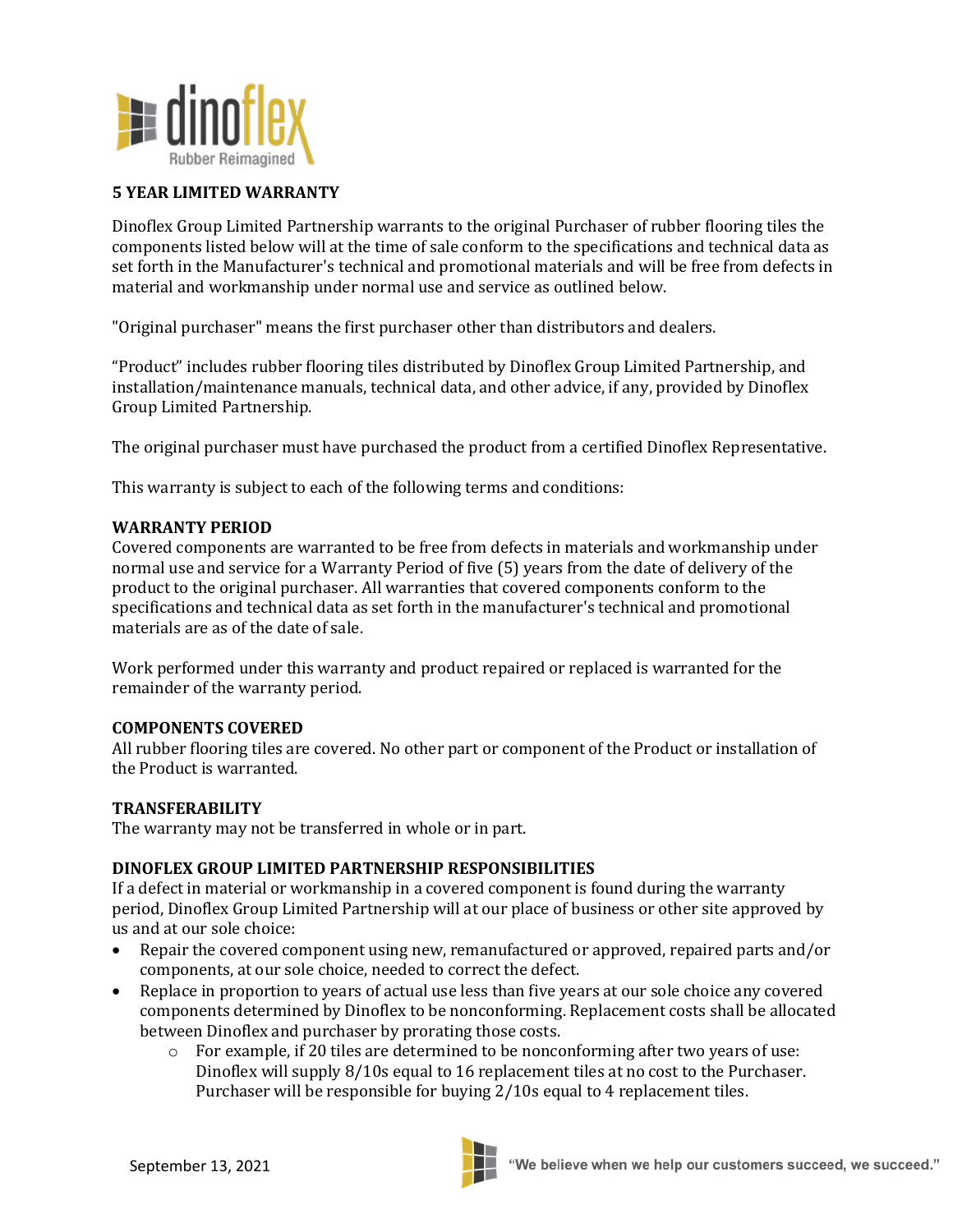# 5 YEAR LIMITED WARRANTY

Dinoflex Group Limited Partnership warrants to the original Purchaser of rubber flooring tiles the components listed below will at the time of sale conform to the specifications and technical data as set forth in the Manufacturer's technical and promotional materials and will be free from defects in material and workmanship under normal use and service as outlined below.

"Original purchaser" means the first purchaser other than distributors and dealers.

"Product" includes rubber flooring tiles distributed by Dinoflex Group Limited Partnership, and installation/maintenance manuals, technical data, and other advice, if any, provided by Dinoflex Group Limited Partnership.

The original purchaser must have purchased the product from a certified Dinoflex Representative.

This warranty is subject to each of the following terms and conditions:

## WARRANTY PERIOD

Covered components are warranted to be free from defects in materials and workmanship under normal use and service for a Warranty Period of five (5) years from the date of delivery of the product to the original purchaser. All warranties that covered components conform to the specifications and technical data as set forth in the manufacturer's technical and promotional materials are as of the date of sale.

Work performed under this warranty and product repaired or replaced is warranted for the remainder of the warranty period.

## COMPONENTS COVERED

All rubber flooring tiles are covered. No other part or component of the Product or installation of the Product is warranted.

## TRANSFERABILITY

The warranty may not be transferred in whole or in part.

## DINOFLEX GROUP LIMITED PARTNERSHIP RESPONSIBILITIES

If a defect in material or workmanship in a covered component is found during the warranty period, Dinoflex Group Limited Partnership will at our place of business or other site approved by us and at our sole choice:

- Repair the covered component using new, remanufactured or approved, repaired parts and/or components, at our sole choice, needed to correct the defect.
- Replace in proportion to years of actual use less than five years at our sole choice any covered components determined by Dinoflex to be nonconforming. Replacement costs shall be allocated between Dinoflex and purchaser by prorating those costs.
    - For example, if 20 tiles are determined to be nonconforming after two years of use: Dinoflex will supply 8/10s equal to 16 replacement tiles at no cost to the Purchaser. Purchaser will be responsible for buying 2/10s equal to 4 replacement tiles.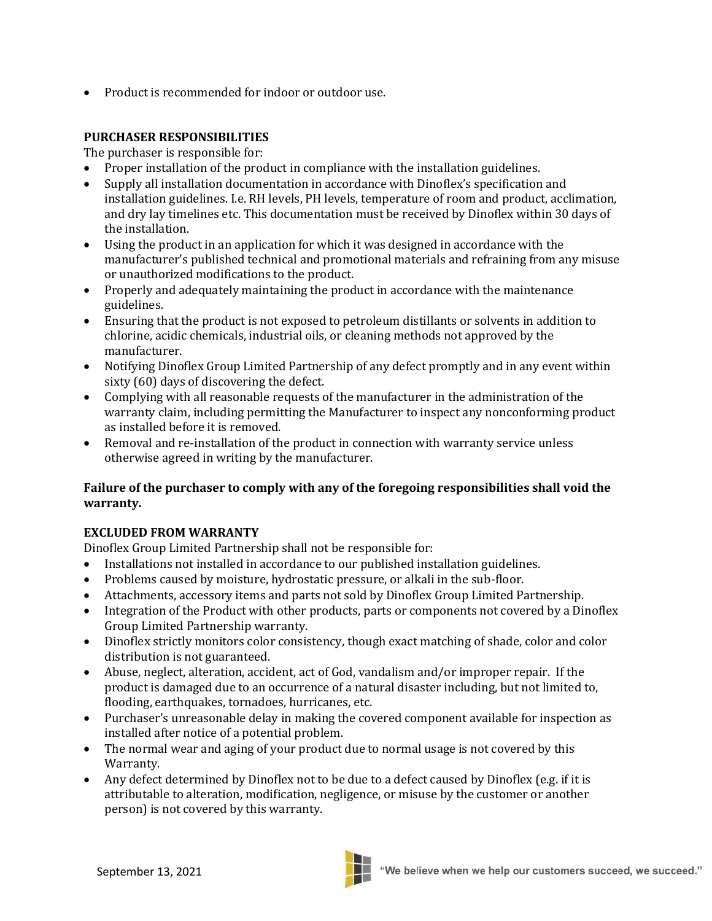- Product is recommended for indoor or outdoor use.

**PURCHASER RESPONSIBILITIES**

The purchaser is responsible for:

- Proper installation of the product in compliance with the installation guidelines.
- Supply all installation documentation in accordance with Dinoflex's specification and installation guidelines. I.e. RH levels, PH levels, temperature of room and product, acclimation, and dry lay timelines etc. This documentation must be received by Dinoflex within 30 days of the installation.
- Using the product in an application for which it was designed in accordance with the manufacturer's published technical and promotional materials and refraining from any misuse or unauthorized modifications to the product.
- Properly and adequately maintaining the product in accordance with the maintenance guidelines.
- Ensuring that the product is not exposed to petroleum distillants or solvents in addition to chlorine, acidic chemicals, industrial oils, or cleaning methods not approved by the manufacturer.
- Notifying Dinoflex Group Limited Partnership of any defect promptly and in any event within sixty (60) days of discovering the defect.
- Complying with all reasonable requests of the manufacturer in the administration of the warranty claim, including permitting the Manufacturer to inspect any nonconforming product as installed before it is removed.
- Removal and re-installation of the product in connection with warranty service unless otherwise agreed in writing by the manufacturer.

**Failure of the purchaser to comply with any of the foregoing responsibilities shall void the warranty.**

**EXCLUDED FROM WARRANTY**

Dinoflex Group Limited Partnership shall not be responsible for:

- Installations not installed in accordance to our published installation guidelines.
- Problems caused by moisture, hydrostatic pressure, or alkali in the sub-floor.
- Attachments, accessory items and parts not sold by Dinoflex Group Limited Partnership.
- Integration of the Product with other products, parts or components not covered by a Dinoflex Group Limited Partnership warranty.
- Dinoflex strictly monitors color consistency, though exact matching of shade, color and color distribution is not guaranteed.
- Abuse, neglect, alteration, accident, act of God, vandalism and/or improper repair. If the product is damaged due to an occurrence of a natural disaster including, but not limited to, flooding, earthquakes, tornadoes, hurricanes, etc.
- Purchaser's unreasonable delay in making the covered component available for inspection as installed after notice of a potential problem.
- The normal wear and aging of your product due to normal usage is not covered by this Warranty.
- Any defect determined by Dinoflex not to be due to a defect caused by Dinoflex (e.g. if it is attributable to alteration, modification, negligence, or misuse by the customer or another person) is not covered by this warranty.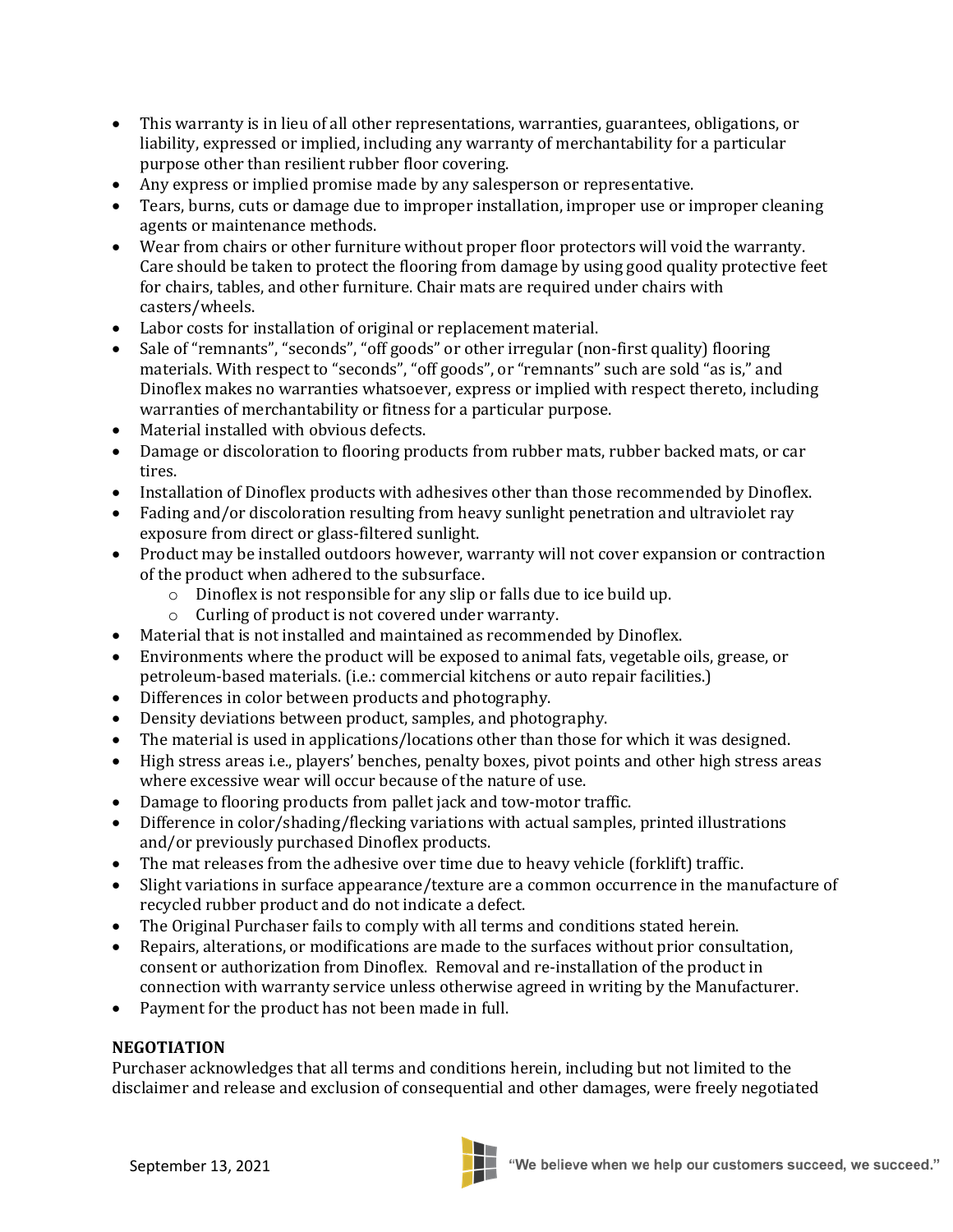- This warranty is in lieu of all other representations, warranties, guarantees, obligations, or liability, expressed or implied, including any warranty of merchantability for a particular purpose other than resilient rubber floor covering.
- Any express or implied promise made by any salesperson or representative.
- Tears, burns, cuts or damage due to improper installation, improper use or improper cleaning agents or maintenance methods.
- Wear from chairs or other furniture without proper floor protectors will void the warranty. Care should be taken to protect the flooring from damage by using good quality protective feet for chairs, tables, and other furniture. Chair mats are required under chairs with casters/wheels.
- Labor costs for installation of original or replacement material.
- Sale of "remnants", "seconds", "off goods" or other irregular (non-first quality) flooring materials. With respect to "seconds", "off goods", or "remnants" such are sold "as is," and Dinoflex makes no warranties whatsoever, express or implied with respect thereto, including warranties of merchantability or fitness for a particular purpose.
- Material installed with obvious defects.
- Damage or discoloration to flooring products from rubber mats, rubber backed mats, or car tires.
- Installation of Dinoflex products with adhesives other than those recommended by Dinoflex.
- Fading and/or discoloration resulting from heavy sunlight penetration and ultraviolet ray exposure from direct or glass-filtered sunlight.
- Product may be installed outdoors however, warranty will not cover expansion or contraction of the product when adhered to the subsurface.
  - Dinoflex is not responsible for any slip or falls due to ice build up.
  - Curling of product is not covered under warranty.
- Material that is not installed and maintained as recommended by Dinoflex.
- Environments where the product will be exposed to animal fats, vegetable oils, grease, or petroleum-based materials. (i.e.: commercial kitchens or auto repair facilities.)
- Differences in color between products and photography.
- Density deviations between product, samples, and photography.
- The material is used in applications/locations other than those for which it was designed.
- High stress areas i.e., players' benches, penalty boxes, pivot points and other high stress areas where excessive wear will occur because of the nature of use.
- Damage to flooring products from pallet jack and tow-motor traffic.
- Difference in color/shading/flecking variations with actual samples, printed illustrations and/or previously purchased Dinoflex products.
- The mat releases from the adhesive over time due to heavy vehicle (forklift) traffic.
- Slight variations in surface appearance/texture are a common occurrence in the manufacture of recycled rubber product and do not indicate a defect.
- The Original Purchaser fails to comply with all terms and conditions stated herein.
- Repairs, alterations, or modifications are made to the surfaces without prior consultation, consent or authorization from Dinoflex. Removal and re-installation of the product in connection with warranty service unless otherwise agreed in writing by the Manufacturer.
- Payment for the product has not been made in full.

**NEGOTIATION**

Purchaser acknowledges that all terms and conditions herein, including but not limited to the disclaimer and release and exclusion of consequential and other damages, were freely negotiated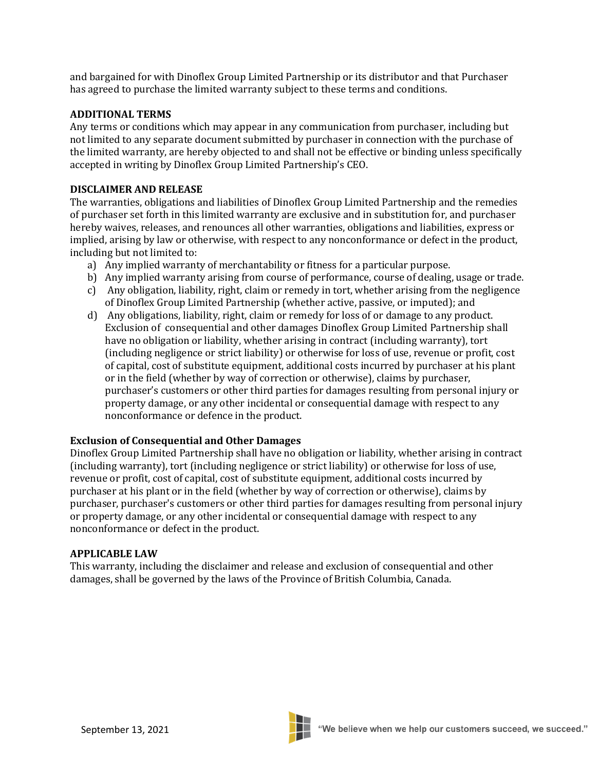and bargained for with Dinoflex Group Limited Partnership or its distributor and that Purchaser has agreed to purchase the limited warranty subject to these terms and conditions.

**ADDITIONAL TERMS**

Any terms or conditions which may appear in any communication from purchaser, including but not limited to any separate document submitted by purchaser in connection with the purchase of the limited warranty, are hereby objected to and shall not be effective or binding unless specifically accepted in writing by Dinoflex Group Limited Partnership's CEO.

**DISCLAIMER AND RELEASE**

The warranties, obligations and liabilities of Dinoflex Group Limited Partnership and the remedies of purchaser set forth in this limited warranty are exclusive and in substitution for, and purchaser hereby waives, releases, and renounces all other warranties, obligations and liabilities, express or implied, arising by law or otherwise, with respect to any nonconformance or defect in the product, including but not limited to:

a) Any implied warranty of merchantability or fitness for a particular purpose.
b) Any implied warranty arising from course of performance, course of dealing, usage or trade.
c) Any obligation, liability, right, claim or remedy in tort, whether arising from the negligence of Dinoflex Group Limited Partnership (whether active, passive, or imputed); and
d) Any obligations, liability, right, claim or remedy for loss of or damage to any product. Exclusion of consequential and other damages Dinoflex Group Limited Partnership shall have no obligation or liability, whether arising in contract (including warranty), tort (including negligence or strict liability) or otherwise for loss of use, revenue or profit, cost of capital, cost of substitute equipment, additional costs incurred by purchaser at his plant or in the field (whether by way of correction or otherwise), claims by purchaser, purchaser's customers or other third parties for damages resulting from personal injury or property damage, or any other incidental or consequential damage with respect to any nonconformance or defence in the product.

**Exclusion of Consequential and Other Damages**

Dinoflex Group Limited Partnership shall have no obligation or liability, whether arising in contract (including warranty), tort (including negligence or strict liability) or otherwise for loss of use, revenue or profit, cost of capital, cost of substitute equipment, additional costs incurred by purchaser at his plant or in the field (whether by way of correction or otherwise), claims by purchaser, purchaser's customers or other third parties for damages resulting from personal injury or property damage, or any other incidental or consequential damage with respect to any nonconformance or defect in the product.

**APPLICABLE LAW**

This warranty, including the disclaimer and release and exclusion of consequential and other damages, shall be governed by the laws of the Province of British Columbia, Canada.